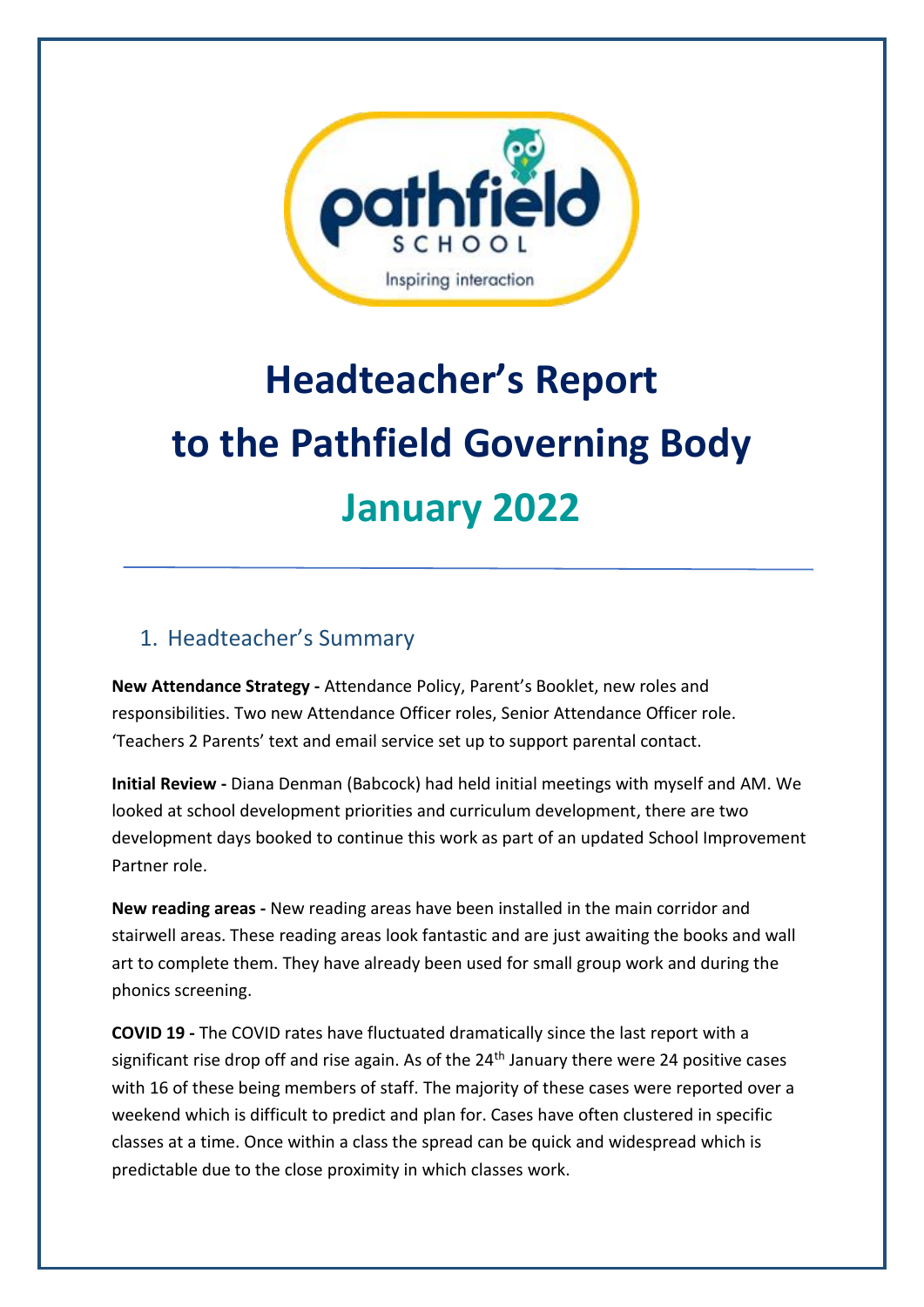# Headteacher's Report to the Pathfield Governing Body

## January 2022

---

## 1. Headteacher's Summary

**New Attendance Strategy -** Attendance Policy, Parent's Booklet, new roles and responsibilities. Two new Attendance Officer roles, Senior Attendance Officer role. 'Teachers 2 Parents' text and email service set up to support parental contact.

**Initial Review -** Diana Denman (Babcock) had held initial meetings with myself and AM. We looked at school development priorities and curriculum development, there are two development days booked to continue this work as part of an updated School Improvement Partner role.

**New reading areas -** New reading areas have been installed in the main corridor and stairwell areas. These reading areas look fantastic and are just awaiting the books and wall art to complete them. They have already been used for small group work and during the phonics screening.

**COVID 19 -** The COVID rates have fluctuated dramatically since the last report with a significant rise drop off and rise again. As of the 24th January there were 24 positive cases with 16 of these being members of staff. The majority of these cases were reported over a weekend which is difficult to predict and plan for. Cases have often clustered in specific classes at a time. Once within a class the spread can be quick and widespread which is predictable due to the close proximity in which classes work.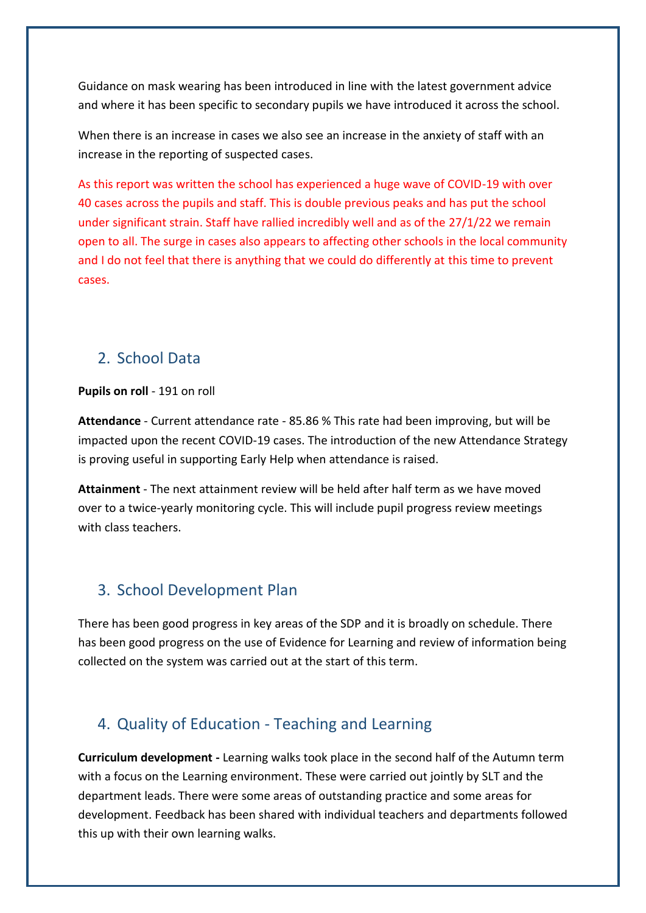Guidance on mask wearing has been introduced in line with the latest government advice and where it has been specific to secondary pupils we have introduced it across the school.

When there is an increase in cases we also see an increase in the anxiety of staff with an increase in the reporting of suspected cases.

As this report was written the school has experienced a huge wave of COVID-19 with over 40 cases across the pupils and staff. This is double previous peaks and has put the school under significant strain. Staff have rallied incredibly well and as of the 27/1/22 we remain open to all. The surge in cases also appears to affecting other schools in the local community and I do not feel that there is anything that we could do differently at this time to prevent cases.

## 2. School Data

**Pupils on roll** - 191 on roll

**Attendance** - Current attendance rate - 85.86 % This rate had been improving, but will be impacted upon the recent COVID-19 cases. The introduction of the new Attendance Strategy is proving useful in supporting Early Help when attendance is raised.

**Attainment** - The next attainment review will be held after half term as we have moved over to a twice-yearly monitoring cycle. This will include pupil progress review meetings with class teachers.

## 3. School Development Plan

There has been good progress in key areas of the SDP and it is broadly on schedule. There has been good progress on the use of Evidence for Learning and review of information being collected on the system was carried out at the start of this term.

## 4. Quality of Education - Teaching and Learning

**Curriculum development -** Learning walks took place in the second half of the Autumn term with a focus on the Learning environment. These were carried out jointly by SLT and the department leads. There were some areas of outstanding practice and some areas for development. Feedback has been shared with individual teachers and departments followed this up with their own learning walks.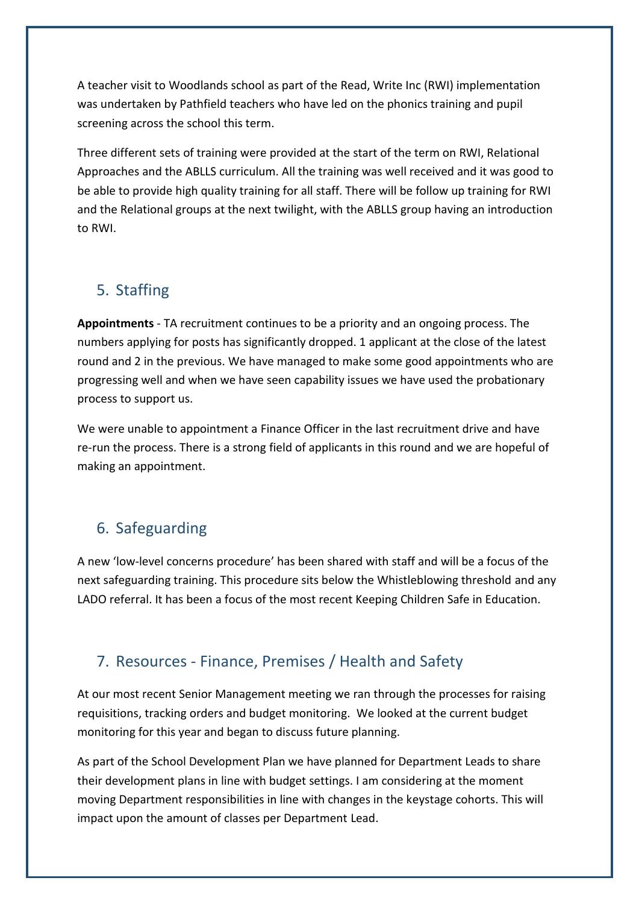A teacher visit to Woodlands school as part of the Read, Write Inc (RWI) implementation was undertaken by Pathfield teachers who have led on the phonics training and pupil screening across the school this term.

Three different sets of training were provided at the start of the term on RWI, Relational Approaches and the ABLLS curriculum. All the training was well received and it was good to be able to provide high quality training for all staff. There will be follow up training for RWI and the Relational groups at the next twilight, with the ABLLS group having an introduction to RWI.

## 5. Staffing

**Appointments** - TA recruitment continues to be a priority and an ongoing process. The numbers applying for posts has significantly dropped. 1 applicant at the close of the latest round and 2 in the previous. We have managed to make some good appointments who are progressing well and when we have seen capability issues we have used the probationary process to support us.

We were unable to appointment a Finance Officer in the last recruitment drive and have re-run the process. There is a strong field of applicants in this round and we are hopeful of making an appointment.

## 6. Safeguarding

A new 'low-level concerns procedure' has been shared with staff and will be a focus of the next safeguarding training. This procedure sits below the Whistleblowing threshold and any LADO referral. It has been a focus of the most recent Keeping Children Safe in Education.

## 7. Resources - Finance, Premises / Health and Safety

At our most recent Senior Management meeting we ran through the processes for raising requisitions, tracking orders and budget monitoring. We looked at the current budget monitoring for this year and began to discuss future planning.

As part of the School Development Plan we have planned for Department Leads to share their development plans in line with budget settings. I am considering at the moment moving Department responsibilities in line with changes in the keystage cohorts. This will impact upon the amount of classes per Department Lead.